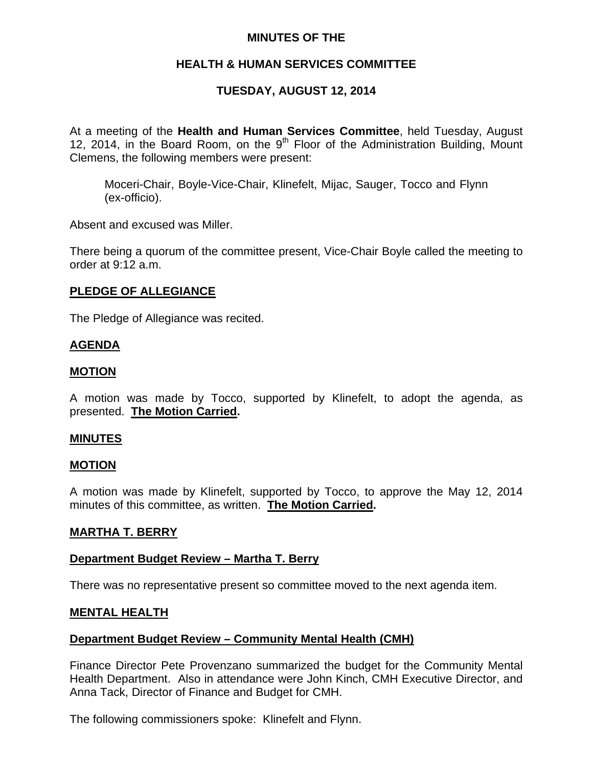# MINUTES OF THE

## HEALTH & HUMAN SERVICES COMMITTEE

## TUESDAY, AUGUST 12, 2014

At a meeting of the **Health and Human Services Committee**, held Tuesday, August 12, 2014, in the Board Room, on the 9th Floor of the Administration Building, Mount Clemens, the following members were present:

> Moceri-Chair, Boyle-Vice-Chair, Klinefelt, Mijac, Sauger, Tocco and Flynn (ex-officio).

Absent and excused was Miller.

There being a quorum of the committee present, Vice-Chair Boyle called the meeting to order at 9:12 a.m.

**PLEDGE OF ALLEGIANCE**

The Pledge of Allegiance was recited.

**AGENDA**

**MOTION**

A motion was made by Tocco, supported by Klinefelt, to adopt the agenda, as presented. **The Motion Carried.**

**MINUTES**

**MOTION**

A motion was made by Klinefelt, supported by Tocco, to approve the May 12, 2014 minutes of this committee, as written. **The Motion Carried.**

**MARTHA T. BERRY**

**Department Budget Review – Martha T. Berry**

There was no representative present so committee moved to the next agenda item.

**MENTAL HEALTH**

**Department Budget Review – Community Mental Health (CMH)**

Finance Director Pete Provenzano summarized the budget for the Community Mental Health Department. Also in attendance were John Kinch, CMH Executive Director, and Anna Tack, Director of Finance and Budget for CMH.

The following commissioners spoke: Klinefelt and Flynn.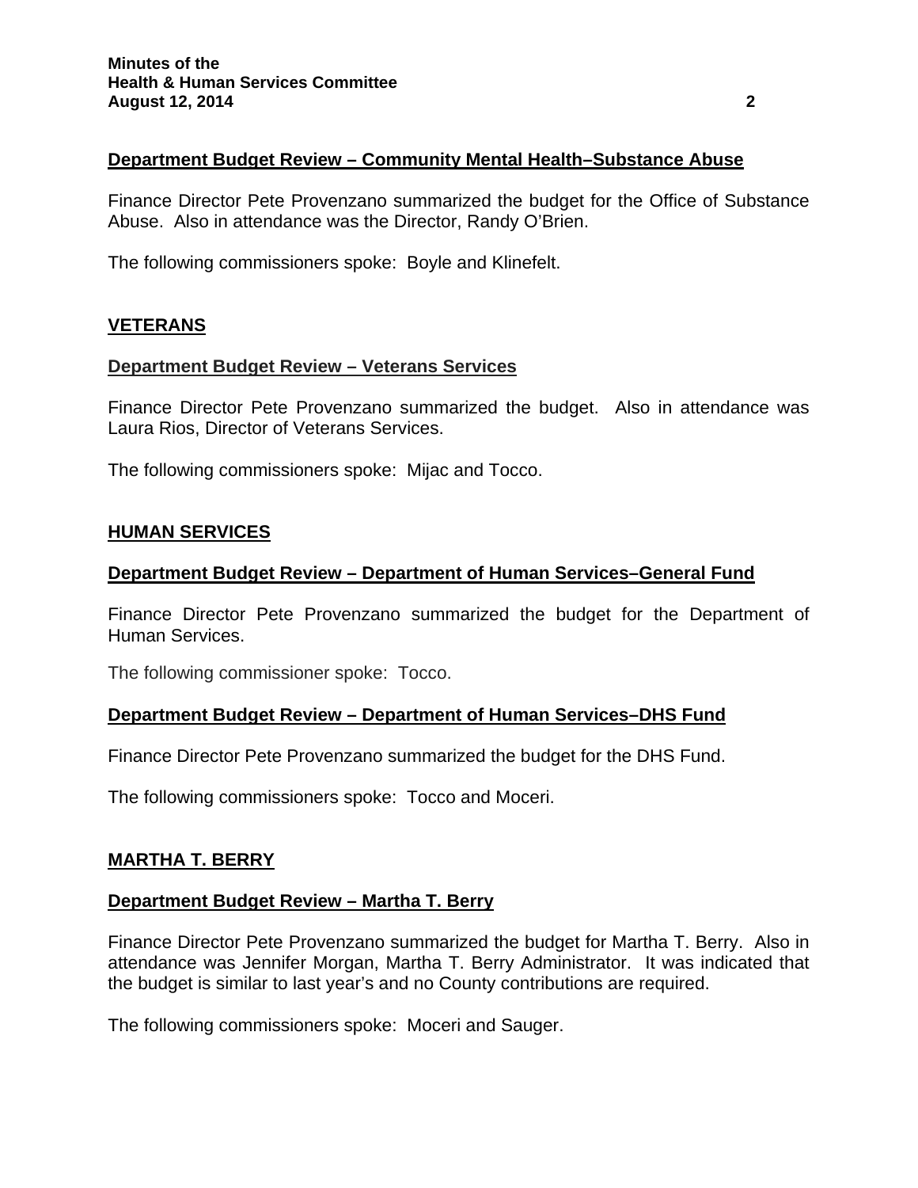### Department Budget Review – Community Mental Health–Substance Abuse

Finance Director Pete Provenzano summarized the budget for the Office of Substance Abuse. Also in attendance was the Director, Randy O'Brien.

The following commissioners spoke: Boyle and Klinefelt.

## VETERANS

### Department Budget Review – Veterans Services

Finance Director Pete Provenzano summarized the budget. Also in attendance was Laura Rios, Director of Veterans Services.

The following commissioners spoke: Mijac and Tocco.

## HUMAN SERVICES

### Department Budget Review – Department of Human Services–General Fund

Finance Director Pete Provenzano summarized the budget for the Department of Human Services.

The following commissioner spoke: Tocco.

### Department Budget Review – Department of Human Services–DHS Fund

Finance Director Pete Provenzano summarized the budget for the DHS Fund.

The following commissioners spoke: Tocco and Moceri.

## MARTHA T. BERRY

### Department Budget Review – Martha T. Berry

Finance Director Pete Provenzano summarized the budget for Martha T. Berry. Also in attendance was Jennifer Morgan, Martha T. Berry Administrator. It was indicated that the budget is similar to last year's and no County contributions are required.

The following commissioners spoke: Moceri and Sauger.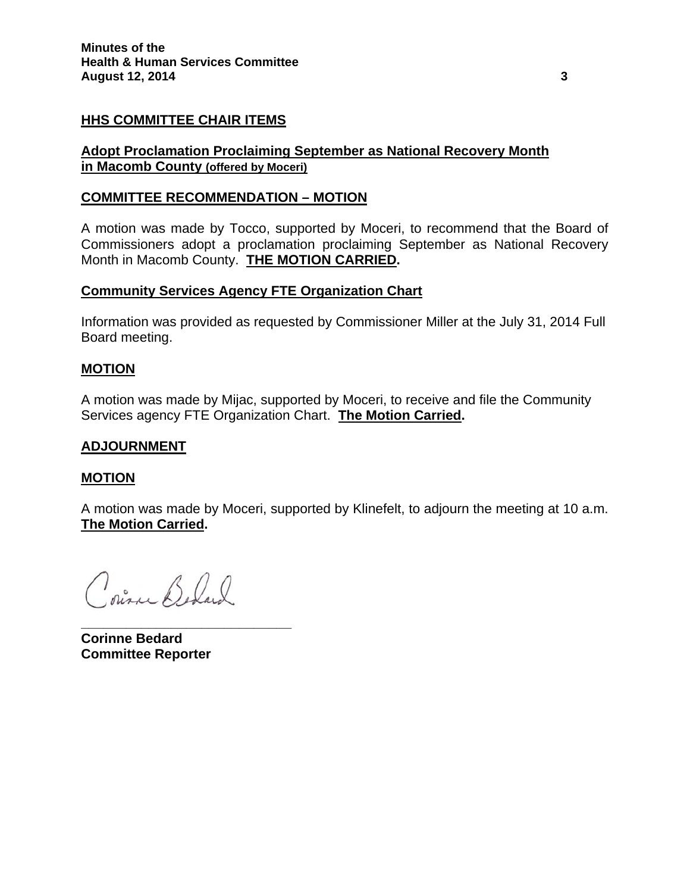## HHS COMMITTEE CHAIR ITEMS

### Adopt Proclamation Proclaiming September as National Recovery Month in Macomb County (offered by Moceri)

### COMMITTEE RECOMMENDATION – MOTION

A motion was made by Tocco, supported by Moceri, to recommend that the Board of Commissioners adopt a proclamation proclaiming September as National Recovery Month in Macomb County. **THE MOTION CARRIED.**

### Community Services Agency FTE Organization Chart

Information was provided as requested by Commissioner Miller at the July 31, 2014 Full Board meeting.

### MOTION

A motion was made by Mijac, supported by Moceri, to receive and file the Community Services agency FTE Organization Chart. **The Motion Carried.**

## ADJOURNMENT

### MOTION

A motion was made by Moceri, supported by Klinefelt, to adjourn the meeting at 10 a.m. **The Motion Carried.**

Corinne Bedard

\_\_\_\_\_\_\_\_\_\_\_\_\_\_\_\_\_\_\_\_\_\_\_\_\_\_\_\_\_\_

**Corinne Bedard**
**Committee Reporter**